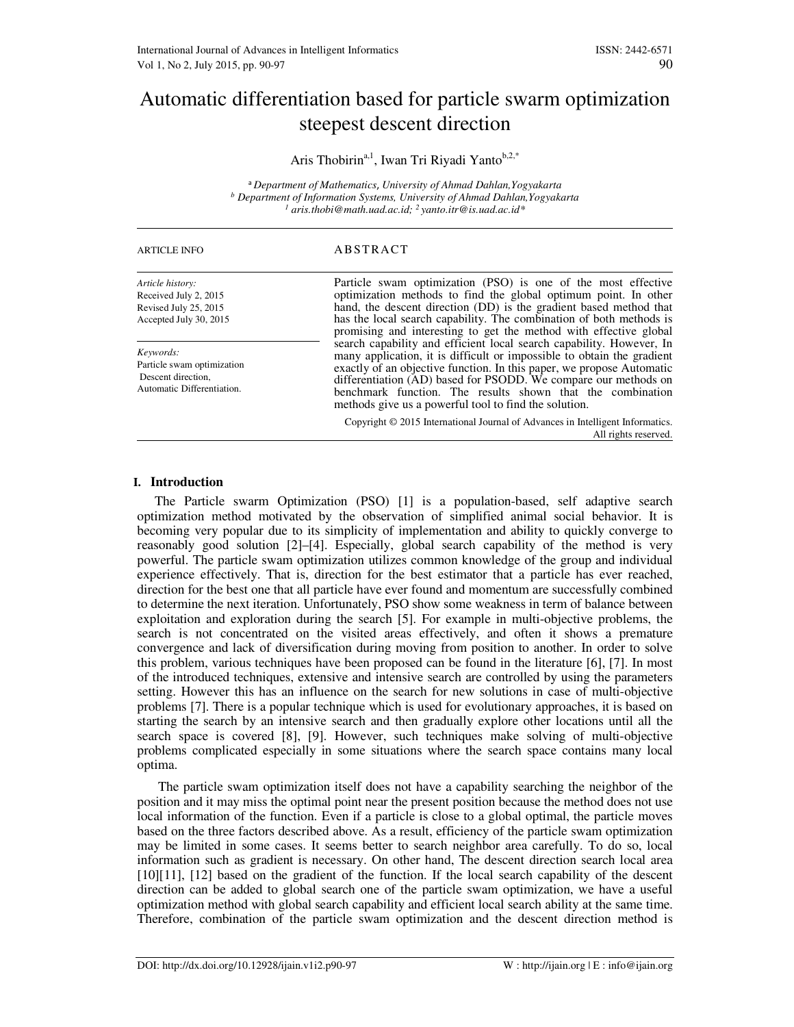# Automatic differentiation based for particle swarm optimization steepest descent direction

Aris Thobirin[a,1], Iwan Tri Riyadi Yanto[b,2,*]

[a] *Department of Mathematics, University of Ahmad Dahlan,Yogyakarta*
[b] *Department of Information Systems, University of Ahmad Dahlan,Yogyakarta*
[1] *aris.thobi@math.uad.ac.id;* [2] *yanto.itr@is.uad.ac.id\**

ARTICLE INFO

*Article history:*
Received July 2, 2015
Revised July 25, 2015
Accepted July 30, 2015

*Keywords:*
Particle swam optimization
Descent direction,
Automatic Differentiation.

## ABSTRACT

Particle swam optimization (PSO) is one of the most effective optimization methods to find the global optimum point. In other hand, the descent direction (DD) is the gradient based method that has the local search capability. The combination of both methods is promising and interesting to get the method with effective global search capability and efficient local search capability. However, In many application, it is difficult or impossible to obtain the gradient exactly of an objective function. In this paper, we propose Automatic differentiation (AD) based for PSODD. We compare our methods on benchmark function. The results shown that the combination methods give us a powerful tool to find the solution.

Copyright © 2015 International Journal of Advances in Intelligent Informatics. All rights reserved.

## I. Introduction

The Particle swarm Optimization (PSO) [1] is a population-based, self adaptive search optimization method motivated by the observation of simplified animal social behavior. It is becoming very popular due to its simplicity of implementation and ability to quickly converge to reasonably good solution [2]–[4]. Especially, global search capability of the method is very powerful. The particle swam optimization utilizes common knowledge of the group and individual experience effectively. That is, direction for the best estimator that a particle has ever reached, direction for the best one that all particle have ever found and momentum are successfully combined to determine the next iteration. Unfortunately, PSO show some weakness in term of balance between exploitation and exploration during the search [5]. For example in multi-objective problems, the search is not concentrated on the visited areas effectively, and often it shows a premature convergence and lack of diversification during moving from position to another. In order to solve this problem, various techniques have been proposed can be found in the literature [6], [7]. In most of the introduced techniques, extensive and intensive search are controlled by using the parameters setting. However this has an influence on the search for new solutions in case of multi-objective problems [7]. There is a popular technique which is used for evolutionary approaches, it is based on starting the search by an intensive search and then gradually explore other locations until all the search space is covered [8], [9]. However, such techniques make solving of multi-objective problems complicated especially in some situations where the search space contains many local optima.

The particle swam optimization itself does not have a capability searching the neighbor of the position and it may miss the optimal point near the present position because the method does not use local information of the function. Even if a particle is close to a global optimal, the particle moves based on the three factors described above. As a result, efficiency of the particle swam optimization may be limited in some cases. It seems better to search neighbor area carefully. To do so, local information such as gradient is necessary. On other hand, The descent direction search local area [10][11], [12] based on the gradient of the function. If the local search capability of the descent direction can be added to global search one of the particle swam optimization, we have a useful optimization method with global search capability and efficient local search ability at the same time. Therefore, combination of the particle swam optimization and the descent direction method is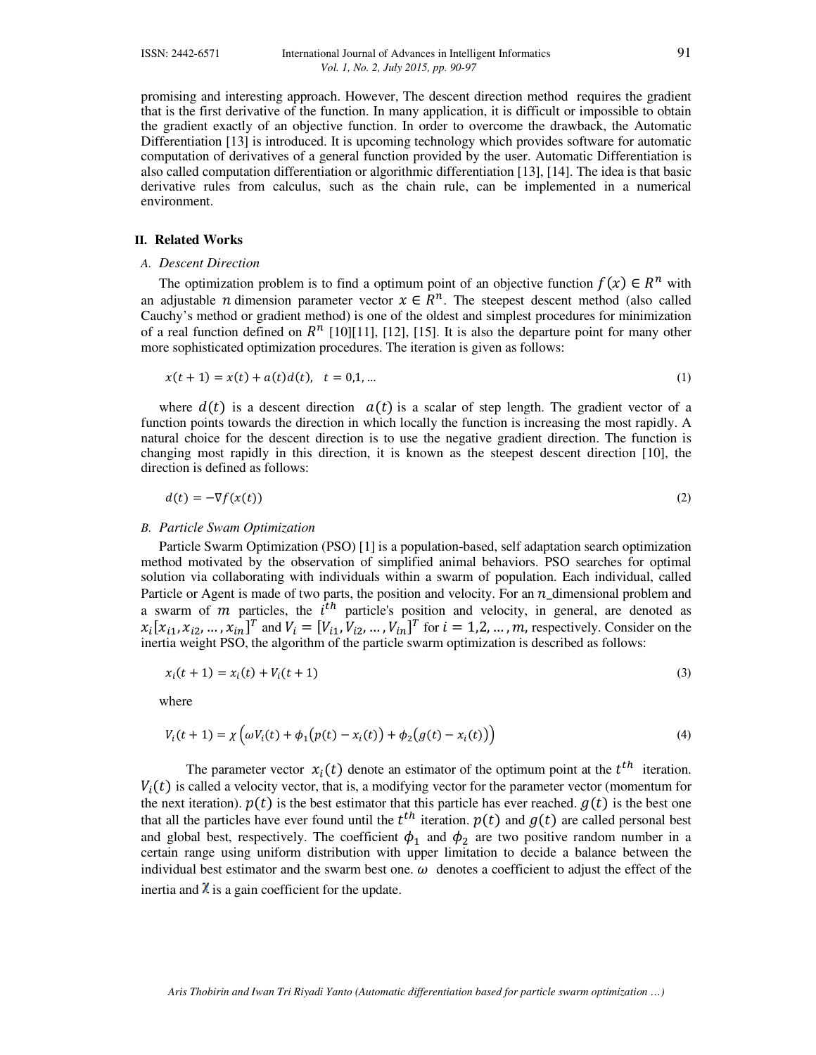promising and interesting approach. However, The descent direction method requires the gradient that is the first derivative of the function. In many application, it is difficult or impossible to obtain the gradient exactly of an objective function. In order to overcome the drawback, the Automatic Differentiation [13] is introduced. It is upcoming technology which provides software for automatic computation of derivatives of a general function provided by the user. Automatic Differentiation is also called computation differentiation or algorithmic differentiation [13], [14]. The idea is that basic derivative rules from calculus, such as the chain rule, can be implemented in a numerical environment.

## II. Related Works

### A. *Descent Direction*

The optimization problem is to find a optimum point of an objective function $f(x) \in R^n$ with an adjustable $n$ dimension parameter vector $x \in R^n$. The steepest descent method (also called Cauchy's method or gradient method) is one of the oldest and simplest procedures for minimization of a real function defined on $R^n$ [10][11], [12], [15]. It is also the departure point for many other more sophisticated optimization procedures. The iteration is given as follows:

$$x(t+1) = x(t) + a(t)d(t), \quad t = 0,1, \ldots \tag{1}$$

where $d(t)$ is a descent direction $a(t)$ is a scalar of step length. The gradient vector of a function points towards the direction in which locally the function is increasing the most rapidly. A natural choice for the descent direction is to use the negative gradient direction. The function is changing most rapidly in this direction, it is known as the steepest descent direction [10], the direction is defined as follows:

$$d(t) = -\nabla f(x(t)) \tag{2}$$

### B. *Particle Swam Optimization*

Particle Swarm Optimization (PSO) [1] is a population-based, self adaptation search optimization method motivated by the observation of simplified animal behaviors. PSO searches for optimal solution via collaborating with individuals within a swarm of population. Each individual, called Particle or Agent is made of two parts, the position and velocity. For an $n$_dimensional problem and a swarm of $m$ particles, the $i^{th}$ particle's position and velocity, in general, are denoted as $x_i[x_{i1}, x_{i2}, \ldots, x_{in}]^T$ and $V_i = [V_{i1}, V_{i2}, \ldots, V_{in}]^T$ for $i = 1,2, \ldots, m$, respectively. Consider on the inertia weight PSO, the algorithm of the particle swarm optimization is described as follows:

$$x_i(t+1) = x_i(t) + V_i(t+1) \tag{3}$$

where

$$V_i(t+1) = \chi\left(\omega V_i(t) + \phi_1\big(p(t) - x_i(t)\big) + \phi_2\big(g(t) - x_i(t)\big)\right) \tag{4}$$

The parameter vector $x_i(t)$ denote an estimator of the optimum point at the $t^{th}$ iteration. $V_i(t)$ is called a velocity vector, that is, a modifying vector for the parameter vector (momentum for the next iteration). $p(t)$ is the best estimator that this particle has ever reached. $g(t)$ is the best one that all the particles have ever found until the $t^{th}$ iteration. $p(t)$ and $g(t)$ are called personal best and global best, respectively. The coefficient $\phi_1$ and $\phi_2$ are two positive random number in a certain range using uniform distribution with upper limitation to decide a balance between the individual best estimator and the swarm best one. $\omega$ denotes a coefficient to adjust the effect of the inertia and $\chi$ is a gain coefficient for the update.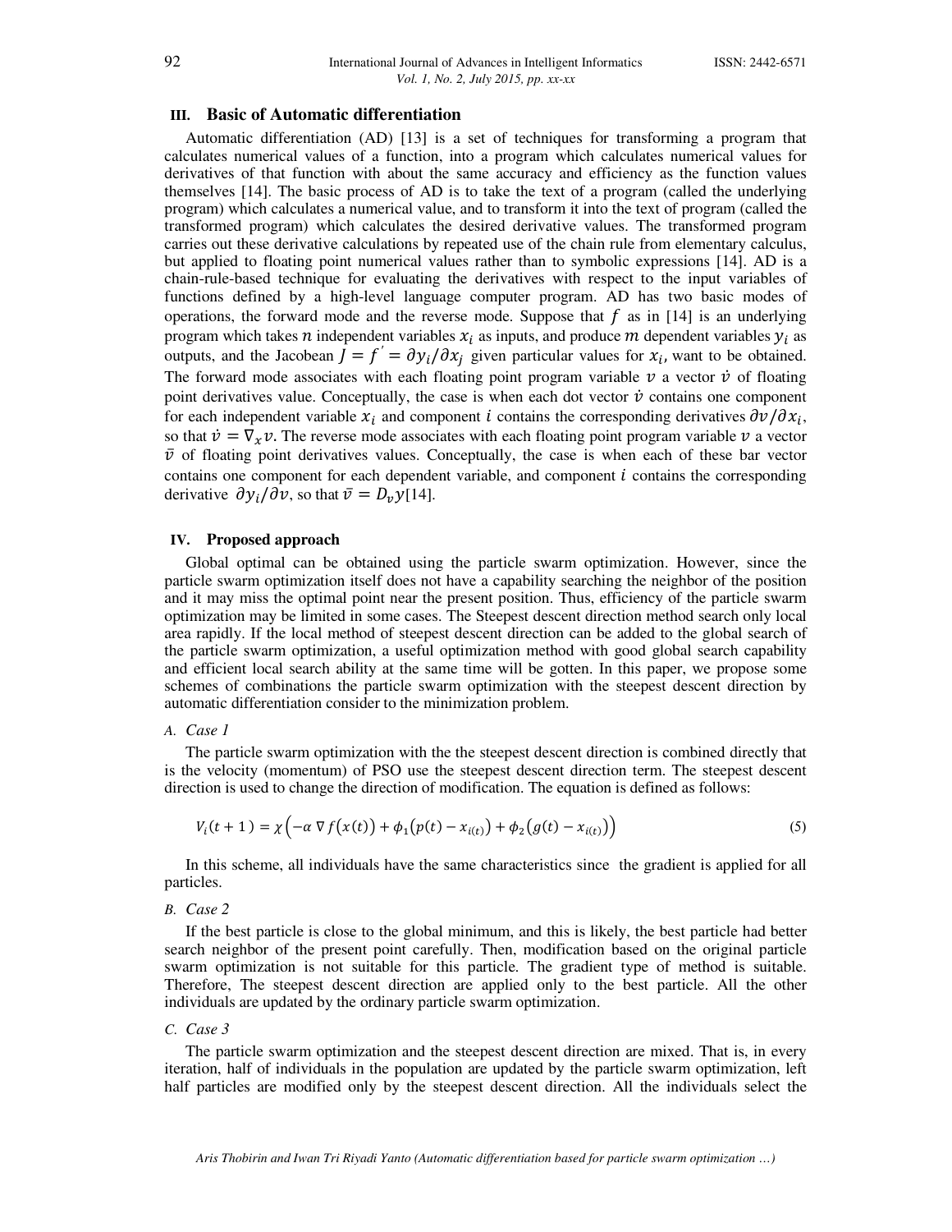## III. Basic of Automatic differentiation

Automatic differentiation (AD) [13] is a set of techniques for transforming a program that calculates numerical values of a function, into a program which calculates numerical values for derivatives of that function with about the same accuracy and efficiency as the function values themselves [14]. The basic process of AD is to take the text of a program (called the underlying program) which calculates a numerical value, and to transform it into the text of program (called the transformed program) which calculates the desired derivative values. The transformed program carries out these derivative calculations by repeated use of the chain rule from elementary calculus, but applied to floating point numerical values rather than to symbolic expressions [14]. AD is a chain-rule-based technique for evaluating the derivatives with respect to the input variables of functions defined by a high-level language computer program. AD has two basic modes of operations, the forward mode and the reverse mode. Suppose that $f$ as in [14] is an underlying program which takes $n$ independent variables $x_i$ as inputs, and produce $m$ dependent variables $y_i$ as outputs, and the Jacobean $J = f' = \partial y_i / \partial x_j$ given particular values for $x_i$, want to be obtained. The forward mode associates with each floating point program variable $v$ a vector $\dot{v}$ of floating point derivatives value. Conceptually, the case is when each dot vector $\dot{v}$ contains one component for each independent variable $x_i$ and component $i$ contains the corresponding derivatives $\partial v / \partial x_i$, so that $\dot{v} = \nabla_x v$. The reverse mode associates with each floating point program variable $v$ a vector $\bar{v}$ of floating point derivatives values. Conceptually, the case is when each of these bar vector contains one component for each dependent variable, and component $i$ contains the corresponding derivative $\partial y_i / \partial v$, so that $\bar{v} = D_v y$[14].

## IV. Proposed approach

Global optimal can be obtained using the particle swarm optimization. However, since the particle swarm optimization itself does not have a capability searching the neighbor of the position and it may miss the optimal point near the present position. Thus, efficiency of the particle swarm optimization may be limited in some cases. The Steepest descent direction method search only local area rapidly. If the local method of steepest descent direction can be added to the global search of the particle swarm optimization, a useful optimization method with good global search capability and efficient local search ability at the same time will be gotten. In this paper, we propose some schemes of combinations the particle swarm optimization with the steepest descent direction by automatic differentiation consider to the minimization problem.

### *A. Case 1*

The particle swarm optimization with the the steepest descent direction is combined directly that is the velocity (momentum) of PSO use the steepest descent direction term. The steepest descent direction is used to change the direction of modification. The equation is defined as follows:

$$V_i(t+1) = \chi\left(-\alpha \, \nabla f\big(x(t)\big) + \phi_1\big(p(t) - x_{i(t)}\big) + \phi_2\big(g(t) - x_{i(t)}\big)\right) \tag{5}$$

In this scheme, all individuals have the same characteristics since the gradient is applied for all particles.

### *B. Case 2*

If the best particle is close to the global minimum, and this is likely, the best particle had better search neighbor of the present point carefully. Then, modification based on the original particle swarm optimization is not suitable for this particle. The gradient type of method is suitable. Therefore, The steepest descent direction are applied only to the best particle. All the other individuals are updated by the ordinary particle swarm optimization.

### *C. Case 3*

The particle swarm optimization and the steepest descent direction are mixed. That is, in every iteration, half of individuals in the population are updated by the particle swarm optimization, left half particles are modified only by the steepest descent direction. All the individuals select the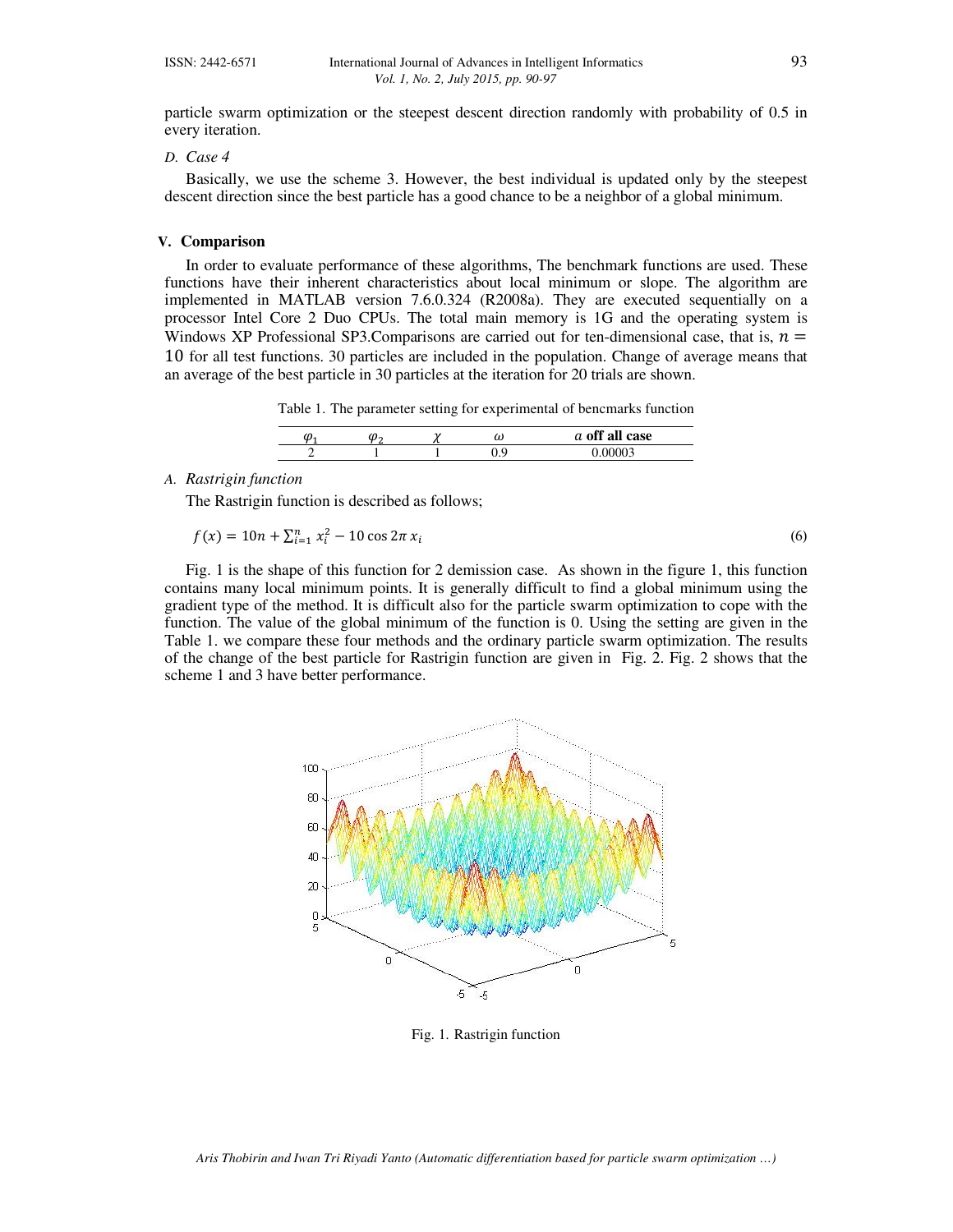particle swarm optimization or the steepest descent direction randomly with probability of 0.5 in every iteration.

### D. Case 4

Basically, we use the scheme 3. However, the best individual is updated only by the steepest descent direction since the best particle has a good chance to be a neighbor of a global minimum.

## V. Comparison

In order to evaluate performance of these algorithms, The benchmark functions are used. These functions have their inherent characteristics about local minimum or slope. The algorithm are implemented in MATLAB version 7.6.0.324 (R2008a). They are executed sequentially on a processor Intel Core 2 Duo CPUs. The total main memory is 1G and the operating system is Windows XP Professional SP3.Comparisons are carried out for ten-dimensional case, that is, $n = 10$ for all test functions. 30 particles are included in the population. Change of average means that an average of the best particle in 30 particles at the iteration for 20 trials are shown.

Table 1. The parameter setting for experimental of bencmarks function

| $\varphi_1$ | $\varphi_2$ | $\chi$ | $\omega$ | $\alpha$ **off all case** |
|---|---|---|---|---|
| 2 | 1 | 1 | 0.9 | 0.00003 |

### A. Rastrigin function

The Rastrigin function is described as follows;

$$f(x) = 10n + \sum_{i=1}^{n} x_i^2 - 10\cos 2\pi\, x_i \tag{6}$$

Fig. 1 is the shape of this function for 2 demission case. As shown in the figure 1, this function contains many local minimum points. It is generally difficult to find a global minimum using the gradient type of the method. It is difficult also for the particle swarm optimization to cope with the function. The value of the global minimum of the function is 0. Using the setting are given in the Table 1. we compare these four methods and the ordinary particle swarm optimization. The results of the change of the best particle for Rastrigin function are given in Fig. 2. Fig. 2 shows that the scheme 1 and 3 have better performance.

Fig. 1. Rastrigin function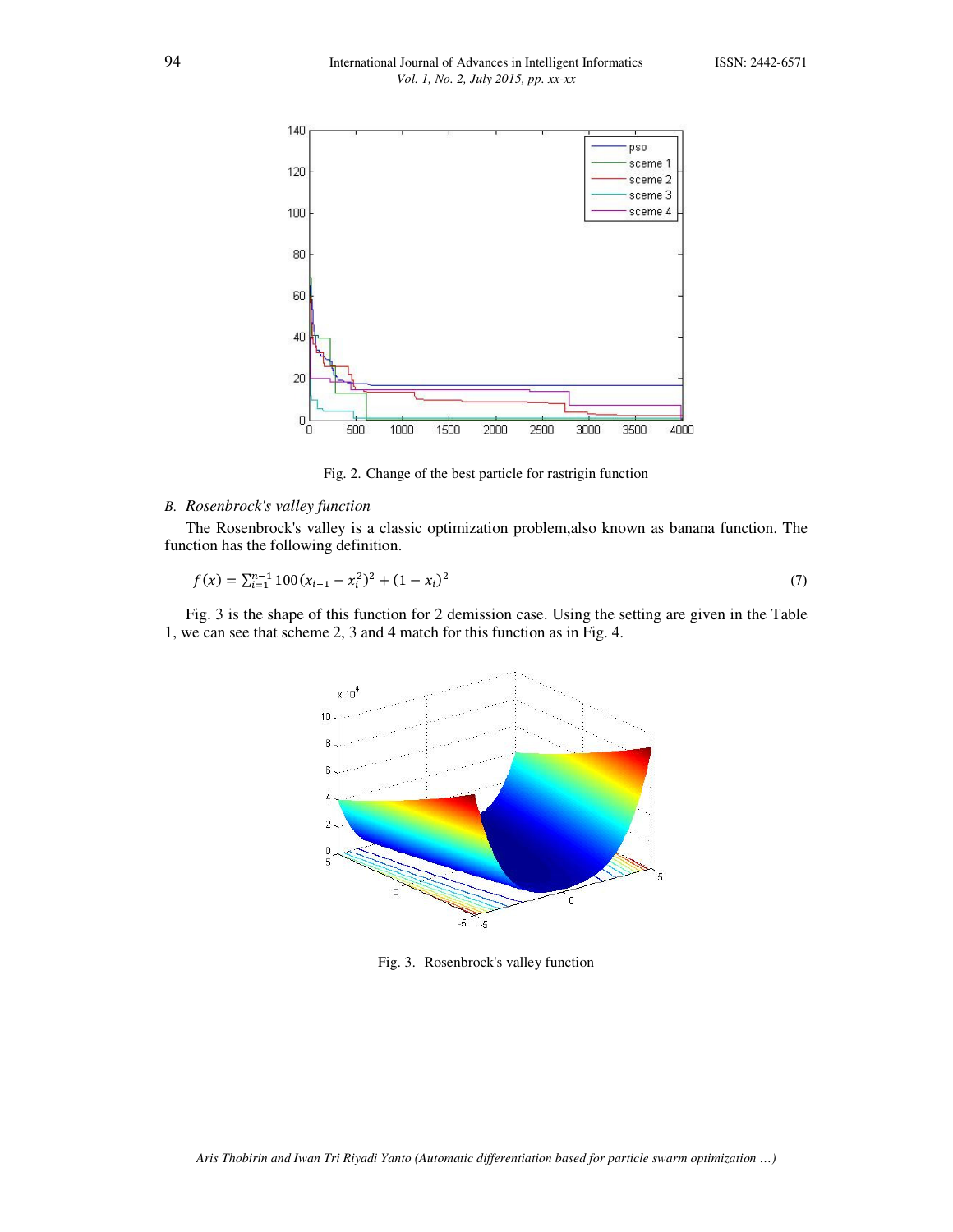Fig. 2. Change of the best particle for rastrigin function

### *B. Rosenbrock's valley function*

The Rosenbrock's valley is a classic optimization problem,also known as banana function. The function has the following definition.

$$f(x) = \sum_{i=1}^{n-1} 100(x_{i+1} - x_i^2)^2 + (1 - x_i)^2 \tag{7}$$

Fig. 3 is the shape of this function for 2 demission case. Using the setting are given in the Table 1, we can see that scheme 2, 3 and 4 match for this function as in Fig. 4.

Fig. 3. Rosenbrock's valley function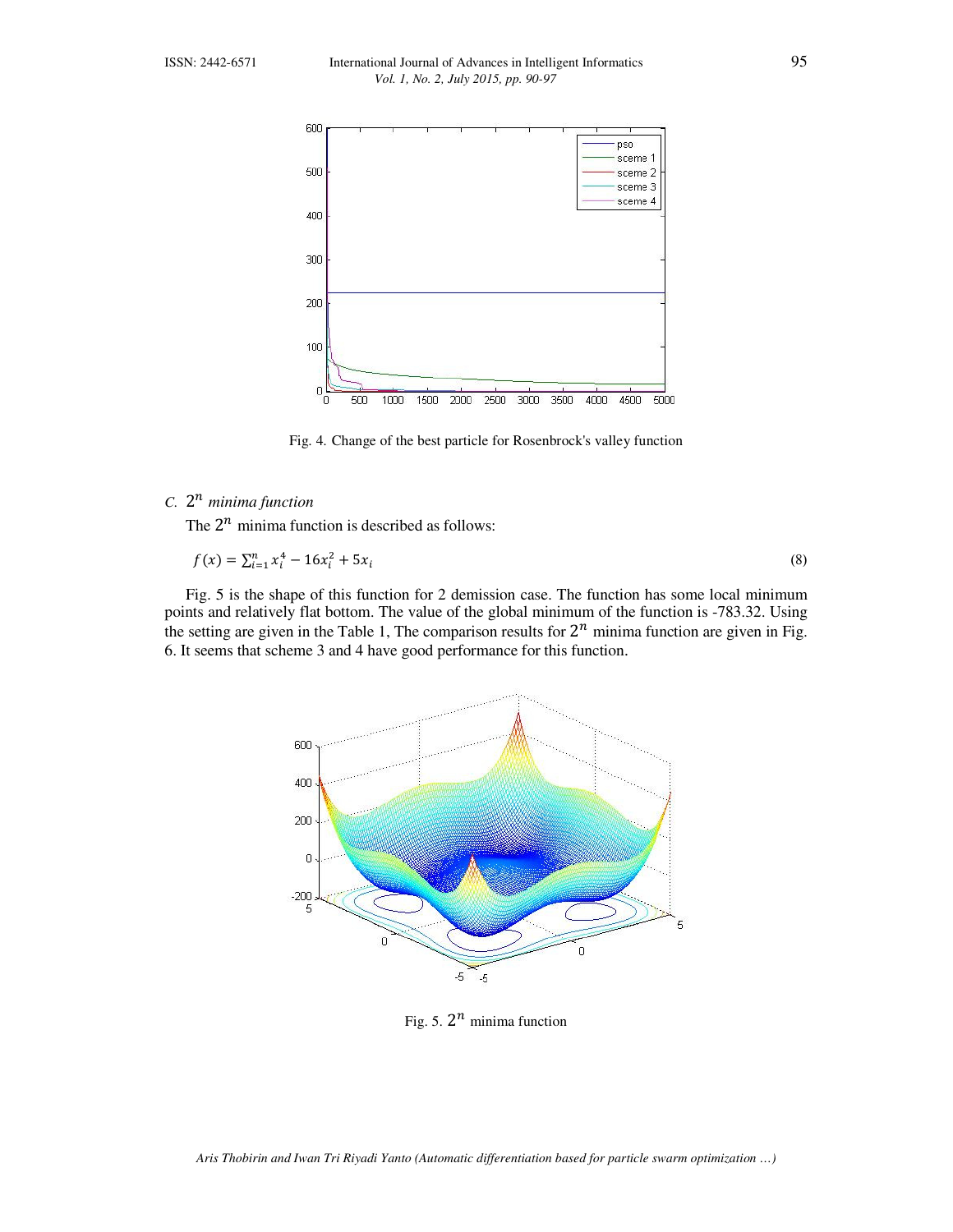Fig. 4. Change of the best particle for Rosenbrock's valley function

### C. $2^n$ minima function

The $2^n$ minima function is described as follows:

$$f(x) = \sum_{i=1}^{n} x_i^4 - 16x_i^2 + 5x_i \tag{8}$$

Fig. 5 is the shape of this function for 2 demission case. The function has some local minimum points and relatively flat bottom. The value of the global minimum of the function is -783.32. Using the setting are given in the Table 1, The comparison results for $2^n$ minima function are given in Fig. 6. It seems that scheme 3 and 4 have good performance for this function.

Fig. 5. $2^n$ minima function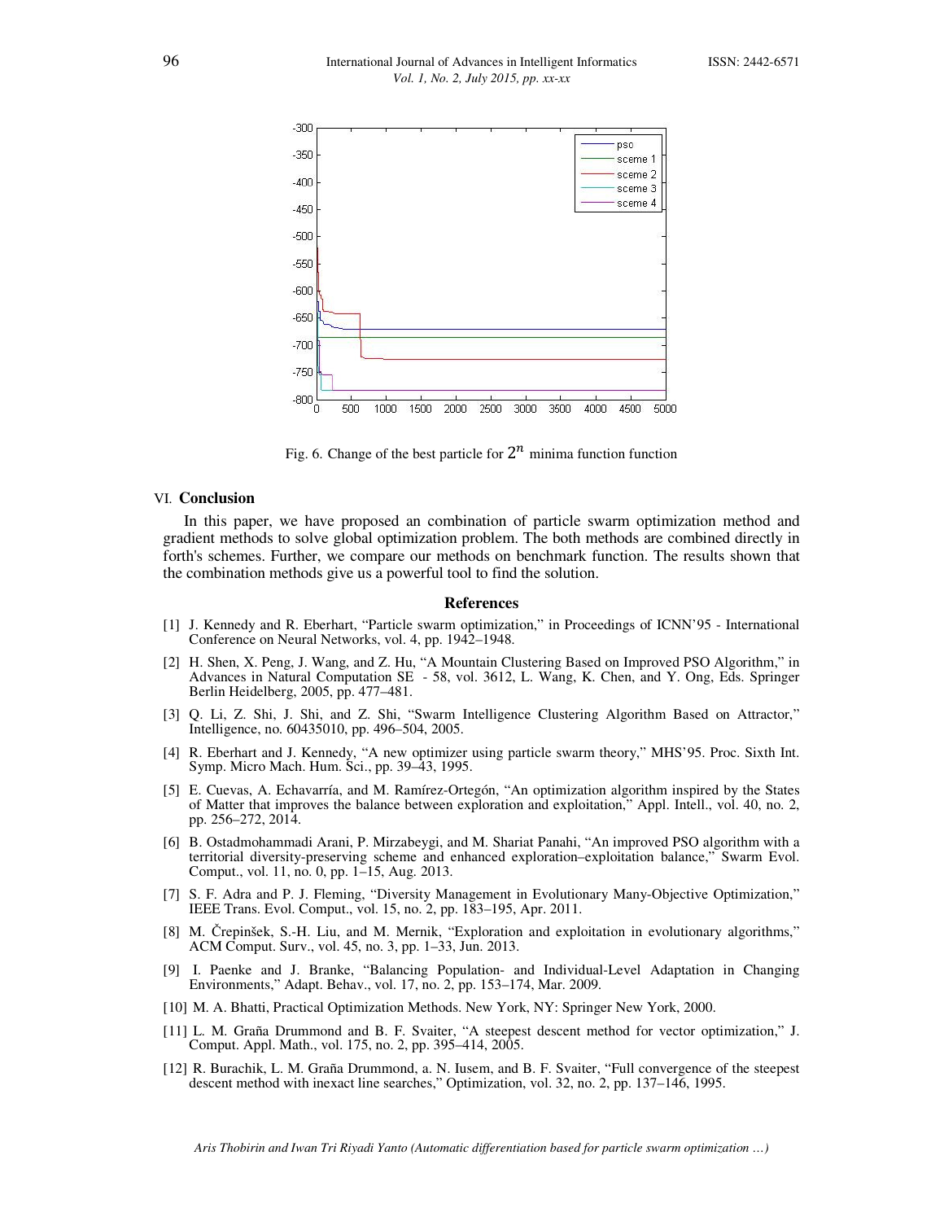Fig. 6. Change of the best particle for $2^n$ minima function function

## VI. Conclusion

In this paper, we have proposed an combination of particle swarm optimization method and gradient methods to solve global optimization problem. The both methods are combined directly in forth's schemes. Further, we compare our methods on benchmark function. The results shown that the combination methods give us a powerful tool to find the solution.

## References

[1] J. Kennedy and R. Eberhart, "Particle swarm optimization," in Proceedings of ICNN'95 - International Conference on Neural Networks, vol. 4, pp. 1942–1948.

[2] H. Shen, X. Peng, J. Wang, and Z. Hu, "A Mountain Clustering Based on Improved PSO Algorithm," in Advances in Natural Computation SE - 58, vol. 3612, L. Wang, K. Chen, and Y. Ong, Eds. Springer Berlin Heidelberg, 2005, pp. 477–481.

[3] Q. Li, Z. Shi, J. Shi, and Z. Shi, "Swarm Intelligence Clustering Algorithm Based on Attractor," Intelligence, no. 60435010, pp. 496–504, 2005.

[4] R. Eberhart and J. Kennedy, "A new optimizer using particle swarm theory," MHS'95. Proc. Sixth Int. Symp. Micro Mach. Hum. Sci., pp. 39–43, 1995.

[5] E. Cuevas, A. Echavarría, and M. Ramírez-Ortegón, "An optimization algorithm inspired by the States of Matter that improves the balance between exploration and exploitation," Appl. Intell., vol. 40, no. 2, pp. 256–272, 2014.

[6] B. Ostadmohammadi Arani, P. Mirzabeygi, and M. Shariat Panahi, "An improved PSO algorithm with a territorial diversity-preserving scheme and enhanced exploration–exploitation balance," Swarm Evol. Comput., vol. 11, no. 0, pp. 1–15, Aug. 2013.

[7] S. F. Adra and P. J. Fleming, "Diversity Management in Evolutionary Many-Objective Optimization," IEEE Trans. Evol. Comput., vol. 15, no. 2, pp. 183–195, Apr. 2011.

[8] M. Črepinšek, S.-H. Liu, and M. Mernik, "Exploration and exploitation in evolutionary algorithms," ACM Comput. Surv., vol. 45, no. 3, pp. 1–33, Jun. 2013.

[9] I. Paenke and J. Branke, "Balancing Population- and Individual-Level Adaptation in Changing Environments," Adapt. Behav., vol. 17, no. 2, pp. 153–174, Mar. 2009.

[10] M. A. Bhatti, Practical Optimization Methods. New York, NY: Springer New York, 2000.

[11] L. M. Graña Drummond and B. F. Svaiter, "A steepest descent method for vector optimization," J. Comput. Appl. Math., vol. 175, no. 2, pp. 395–414, 2005.

[12] R. Burachik, L. M. Graña Drummond, a. N. Iusem, and B. F. Svaiter, "Full convergence of the steepest descent method with inexact line searches," Optimization, vol. 32, no. 2, pp. 137–146, 1995.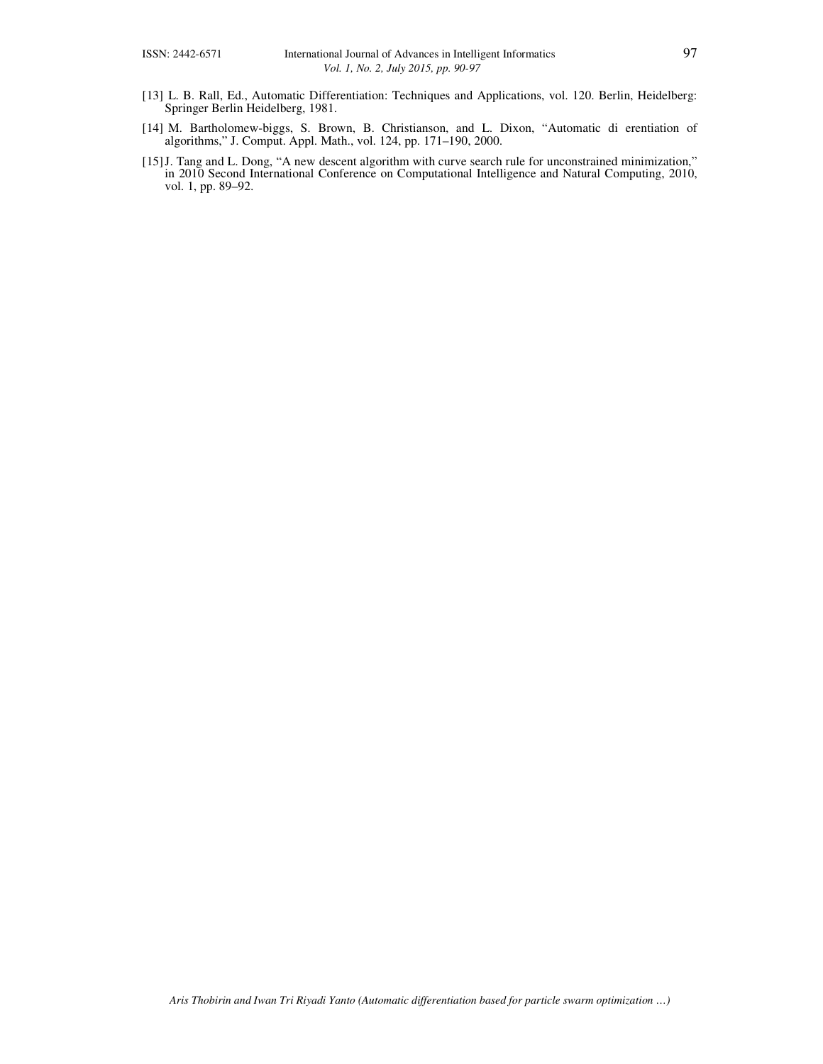[13] L. B. Rall, Ed., Automatic Differentiation: Techniques and Applications, vol. 120. Berlin, Heidelberg: Springer Berlin Heidelberg, 1981.

[14] M. Bartholomew-biggs, S. Brown, B. Christianson, and L. Dixon, "Automatic di erentiation of algorithms," J. Comput. Appl. Math., vol. 124, pp. 171–190, 2000.

[15] J. Tang and L. Dong, "A new descent algorithm with curve search rule for unconstrained minimization," in 2010 Second International Conference on Computational Intelligence and Natural Computing, 2010, vol. 1, pp. 89–92.